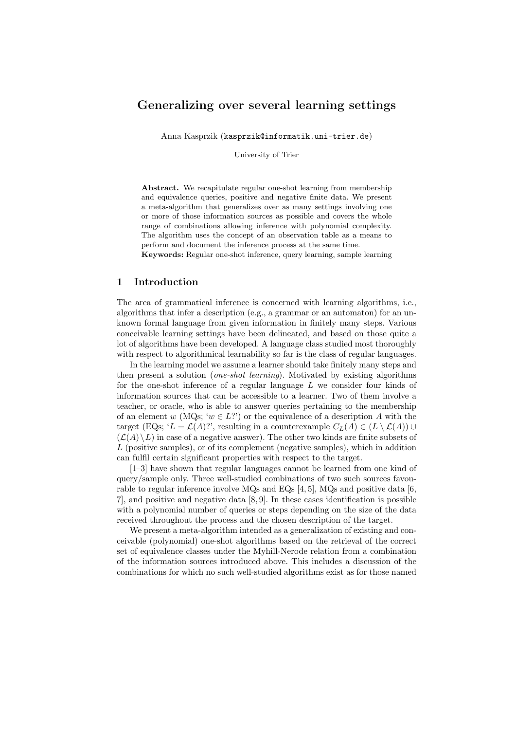# Generalizing over several learning settings

Anna Kasprzik (kasprzik@informatik.uni-trier.de)

University of Trier

**Abstract.** We recapitulate regular one-shot learning from membership and equivalence queries, positive and negative finite data. We present a meta-algorithm that generalizes over as many settings involving one or more of those information sources as possible and covers the whole range of combinations allowing inference with polynomial complexity. The algorithm uses the concept of an observation table as a means to perform and document the inference process at the same time.

**Keywords:** Regular one-shot inference, query learning, sample learning

## 1 Introduction

The area of grammatical inference is concerned with learning algorithms, i.e., algorithms that infer a description (e.g., a grammar or an automaton) for an unknown formal language from given information in finitely many steps. Various conceivable learning settings have been delineated, and based on those quite a lot of algorithms have been developed. A language class studied most thoroughly with respect to algorithmical learnability so far is the class of regular languages.

In the learning model we assume a learner should take finitely many steps and then present a solution (*one-shot learning*). Motivated by existing algorithms for the one-shot inference of a regular language $L$ we consider four kinds of information sources that can be accessible to a learner. Two of them involve a teacher, or oracle, who is able to answer queries pertaining to the membership of an element $w$ (MQs; '$w \in L$?') or the equivalence of a description $A$ with the target (EQs; '$L = \mathcal{L}(A)$?', resulting in a counterexample $C_L(A) \in (L \setminus \mathcal{L}(A)) \cup (\mathcal{L}(A) \setminus L)$ in case of a negative answer). The other two kinds are finite subsets of $L$ (positive samples), or of its complement (negative samples), which in addition can fulfil certain significant properties with respect to the target.

[1–3] have shown that regular languages cannot be learned from one kind of query/sample only. Three well-studied combinations of two such sources favourable to regular inference involve MQs and EQs [4, 5], MQs and positive data [6, 7], and positive and negative data [8, 9]. In these cases identification is possible with a polynomial number of queries or steps depending on the size of the data received throughout the process and the chosen description of the target.

We present a meta-algorithm intended as a generalization of existing and conceivable (polynomial) one-shot algorithms based on the retrieval of the correct set of equivalence classes under the Myhill-Nerode relation from a combination of the information sources introduced above. This includes a discussion of the combinations for which no such well-studied algorithms exist as for those named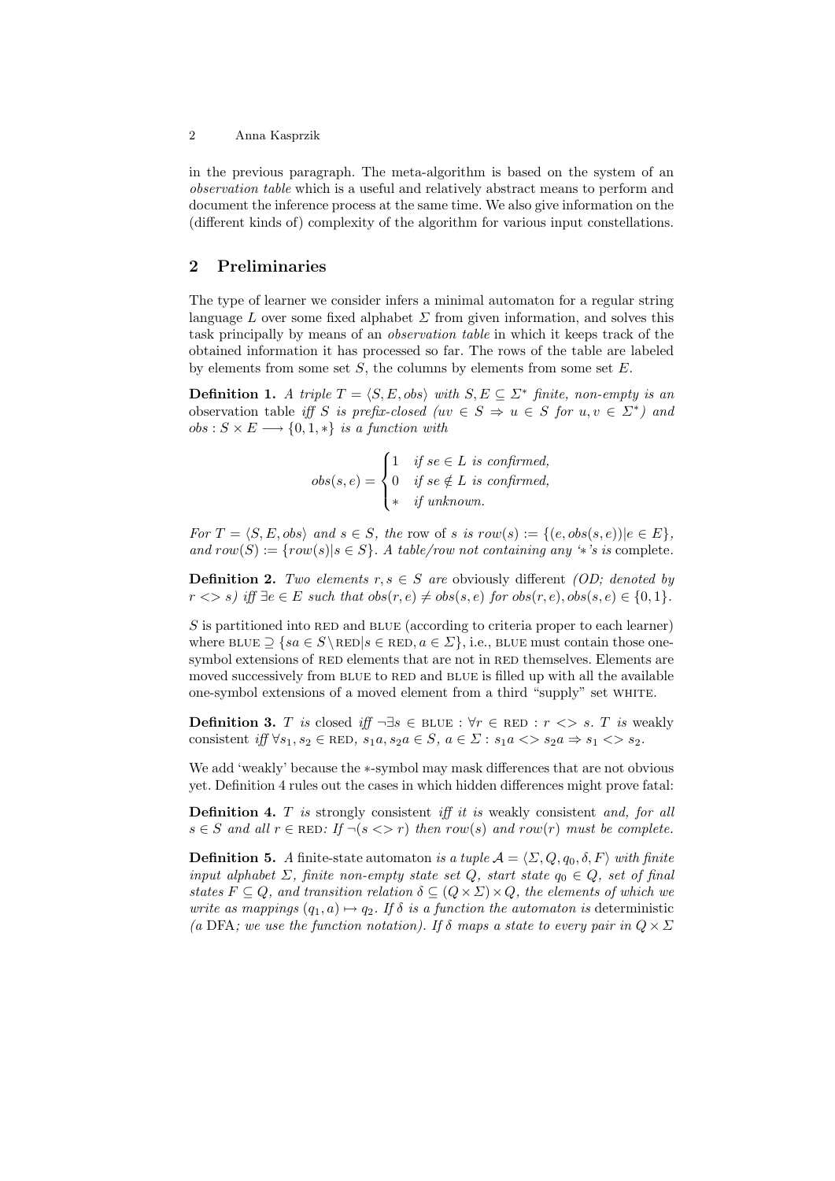in the previous paragraph. The meta-algorithm is based on the system of an *observation table* which is a useful and relatively abstract means to perform and document the inference process at the same time. We also give information on the (different kinds of) complexity of the algorithm for various input constellations.

## 2 Preliminaries

The type of learner we consider infers a minimal automaton for a regular string language $L$ over some fixed alphabet $\Sigma$ from given information, and solves this task principally by means of an *observation table* in which it keeps track of the obtained information it has processed so far. The rows of the table are labeled by elements from some set $S$, the columns by elements from some set $E$.

**Definition 1.** *A triple $T = \langle S, E, obs\rangle$ with $S, E \subseteq \Sigma^*$ finite, non-empty is an* observation table *iff $S$ is prefix-closed ($uv \in S \Rightarrow u \in S$ for $u, v \in \Sigma^*$) and $obs : S \times E \longrightarrow \{0, 1, *\}$ is a function with*

$$obs(s,e) = \begin{cases} 1 & \text{if } se \in L \text{ is confirmed,} \\ 0 & \text{if } se \notin L \text{ is confirmed,} \\ * & \text{if unknown.} \end{cases}$$

*For $T = \langle S, E, obs\rangle$ and $s \in S$, the* row *of $s$ is $row(s) := \{(e, obs(s, e))|e \in E\}$, and $row(S) := \{row(s)|s \in S\}$. A table/row not containing any '$*$'s is* complete.

**Definition 2.** *Two elements $r, s \in S$ are* obviously different *(OD; denoted by $r <> s$) iff $\exists e \in E$ such that $obs(r, e) \neq obs(s, e)$ for $obs(r, e), obs(s, e) \in \{0, 1\}$.*

$S$ is partitioned into RED and BLUE (according to criteria proper to each learner) where BLUE $\supseteq \{sa \in S\setminus\text{RED}|s \in \text{RED}, a \in \Sigma\}$, i.e., BLUE must contain those one-symbol extensions of RED elements that are not in RED themselves. Elements are moved successively from BLUE to RED and BLUE is filled up with all the available one-symbol extensions of a moved element from a third "supply" set WHITE.

**Definition 3.** *$T$ is* closed *iff $\neg\exists s \in$ BLUE $: \forall r \in$ RED $: r <> s$. $T$ is* weakly consistent *iff $\forall s_1, s_2 \in$ RED, $s_1a, s_2a \in S$, $a \in \Sigma : s_1a <> s_2a \Rightarrow s_1 <> s_2$.*

We add 'weakly' because the $*$-symbol may mask differences that are not obvious yet. Definition 4 rules out the cases in which hidden differences might prove fatal:

**Definition 4.** *$T$ is* strongly consistent *iff it is* weakly consistent *and, for all $s \in S$ and all $r \in$ RED: If $\neg(s <> r)$ then $row(s)$ and $row(r)$ must be complete.*

**Definition 5.** *A* finite-state automaton *is a tuple $\mathcal{A} = \langle \Sigma, Q, q_0, \delta, F\rangle$ with finite input alphabet $\Sigma$, finite non-empty state set $Q$, start state $q_0 \in Q$, set of final states $F \subseteq Q$, and transition relation $\delta \subseteq (Q \times \Sigma) \times Q$, the elements of which we write as mappings $(q_1, a) \mapsto q_2$. If $\delta$ is a function the automaton is* deterministic *(a* DFA*; we use the function notation). If $\delta$ maps a state to every pair in $Q \times \Sigma$*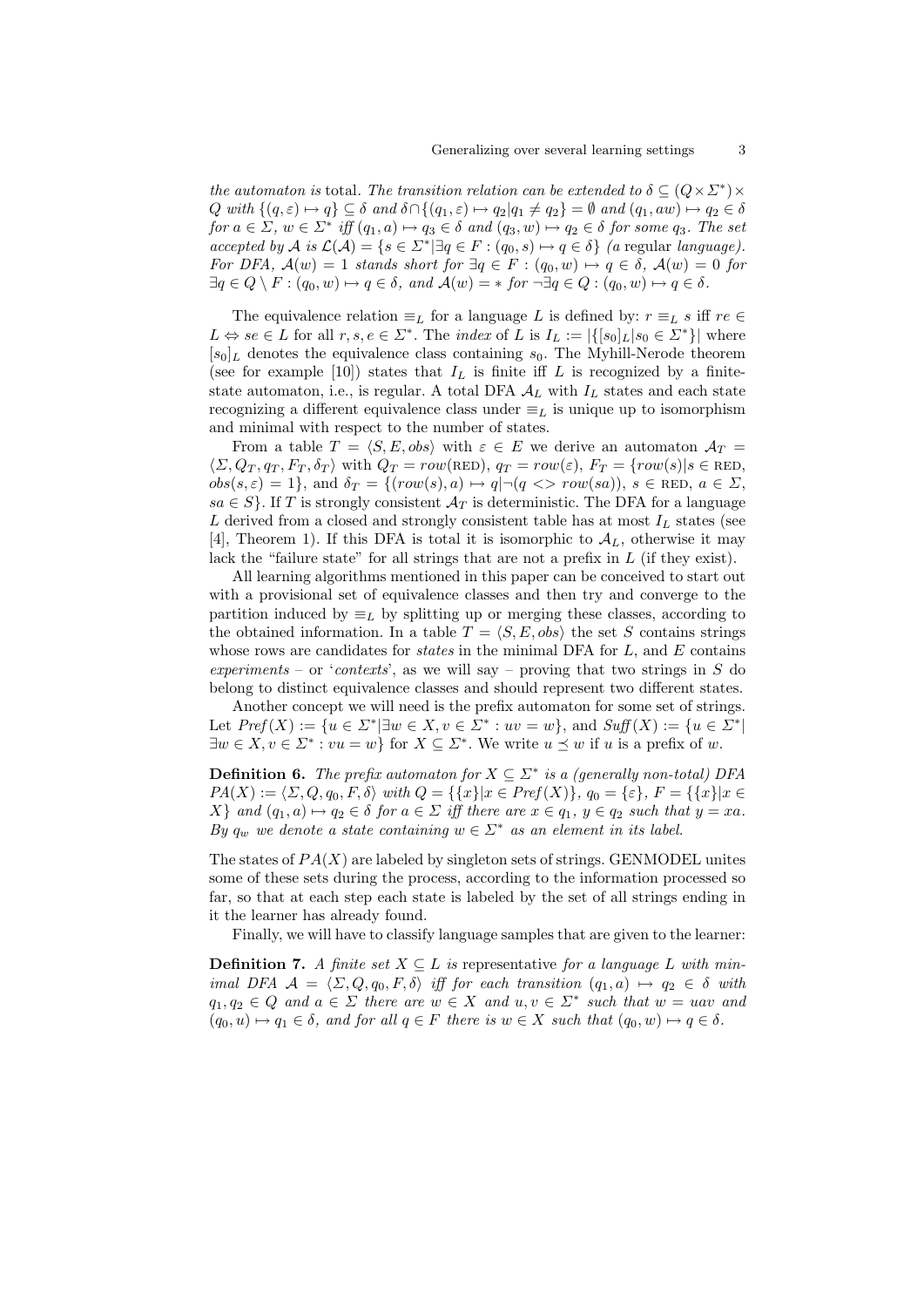*the automaton is* total*. The transition relation can be extended to* $\delta \subseteq (Q \times \Sigma^*) \times Q$ *with* $\{(q, \varepsilon) \mapsto q\} \subseteq \delta$ *and* $\delta \cap \{(q_1, \varepsilon) \mapsto q_2 | q_1 \neq q_2\} = \emptyset$ *and* $(q_1, aw) \mapsto q_2 \in \delta$ *for* $a \in \Sigma$, $w \in \Sigma^*$ *iff* $(q_1, a) \mapsto q_3 \in \delta$ *and* $(q_3, w) \mapsto q_2 \in \delta$ *for some* $q_3$*. The set accepted by* $\mathcal{A}$ *is* $\mathcal{L}(\mathcal{A}) = \{s \in \Sigma^* | \exists q \in F : (q_0, s) \mapsto q \in \delta\}$ *(a* regular *language). For DFA,* $\mathcal{A}(w) = 1$ *stands short for* $\exists q \in F : (q_0, w) \mapsto q \in \delta$, $\mathcal{A}(w) = 0$ *for* $\exists q \in Q \setminus F : (q_0, w) \mapsto q \in \delta$*, and* $\mathcal{A}(w) = *$ *for* $\neg \exists q \in Q : (q_0, w) \mapsto q \in \delta$*.*

The equivalence relation $\equiv_L$ for a language $L$ is defined by: $r \equiv_L s$ iff $re \in L \Leftrightarrow se \in L$ for all $r, s, e \in \Sigma^*$. The *index* of $L$ is $I_L := |\{[s_0]_L | s_0 \in \Sigma^*\}|$ where $[s_0]_L$ denotes the equivalence class containing $s_0$. The Myhill-Nerode theorem (see for example [10]) states that $I_L$ is finite iff $L$ is recognized by a finite-state automaton, i.e., is regular. A total DFA $\mathcal{A}_L$ with $I_L$ states and each state recognizing a different equivalence class under $\equiv_L$ is unique up to isomorphism and minimal with respect to the number of states.

From a table $T = \langle S, E, obs \rangle$ with $\varepsilon \in E$ we derive an automaton $\mathcal{A}_T = \langle \Sigma, Q_T, q_T, F_T, \delta_T \rangle$ with $Q_T = row(\text{RED})$, $q_T = row(\varepsilon)$, $F_T = \{row(s) | s \in \text{RED}, obs(s, \varepsilon) = 1\}$, and $\delta_T = \{(row(s), a) \mapsto q | \neg(q <> row(sa)),\ s \in \text{RED},\ a \in \Sigma, sa \in S\}$. If $T$ is strongly consistent $\mathcal{A}_T$ is deterministic. The DFA for a language $L$ derived from a closed and strongly consistent table has at most $I_L$ states (see [4], Theorem 1). If this DFA is total it is isomorphic to $\mathcal{A}_L$, otherwise it may lack the "failure state" for all strings that are not a prefix in $L$ (if they exist).

All learning algorithms mentioned in this paper can be conceived to start out with a provisional set of equivalence classes and then try and converge to the partition induced by $\equiv_L$ by splitting up or merging these classes, according to the obtained information. In a table $T = \langle S, E, obs \rangle$ the set $S$ contains strings whose rows are candidates for *states* in the minimal DFA for $L$, and $E$ contains *experiments* – or '*contexts*', as we will say – proving that two strings in $S$ do belong to distinct equivalence classes and should represent two different states.

Another concept we will need is the prefix automaton for some set of strings. Let $Pref(X) := \{u \in \Sigma^* | \exists w \in X, v \in \Sigma^* : uv = w\}$, and $Suff(X) := \{u \in \Sigma^* | \exists w \in X, v \in \Sigma^* : vu = w\}$ for $X \subseteq \Sigma^*$. We write $u \preceq w$ if $u$ is a prefix of $w$.

**Definition 6.** *The prefix automaton for* $X \subseteq \Sigma^*$ *is a (generally non-total) DFA* $PA(X) := \langle \Sigma, Q, q_0, F, \delta \rangle$ *with* $Q = \{\{x\} | x \in Pref(X)\}$, $q_0 = \{\varepsilon\}$, $F = \{\{x\} | x \in X\}$ *and* $(q_1, a) \mapsto q_2 \in \delta$ *for* $a \in \Sigma$ *iff there are* $x \in q_1$, $y \in q_2$ *such that* $y = xa$*. By* $q_w$ *we denote a state containing* $w \in \Sigma^*$ *as an element in its label.*

The states of $PA(X)$ are labeled by singleton sets of strings. GENMODEL unites some of these sets during the process, according to the information processed so far, so that at each step each state is labeled by the set of all strings ending in it the learner has already found.

Finally, we will have to classify language samples that are given to the learner:

**Definition 7.** *A finite set* $X \subseteq L$ *is* representative *for a language* $L$ *with minimal DFA* $\mathcal{A} = \langle \Sigma, Q, q_0, F, \delta \rangle$ *iff for each transition* $(q_1, a) \mapsto q_2 \in \delta$ *with* $q_1, q_2 \in Q$ *and* $a \in \Sigma$ *there are* $w \in X$ *and* $u, v \in \Sigma^*$ *such that* $w = uav$ *and* $(q_0, u) \mapsto q_1 \in \delta$*, and for all* $q \in F$ *there is* $w \in X$ *such that* $(q_0, w) \mapsto q \in \delta$*.*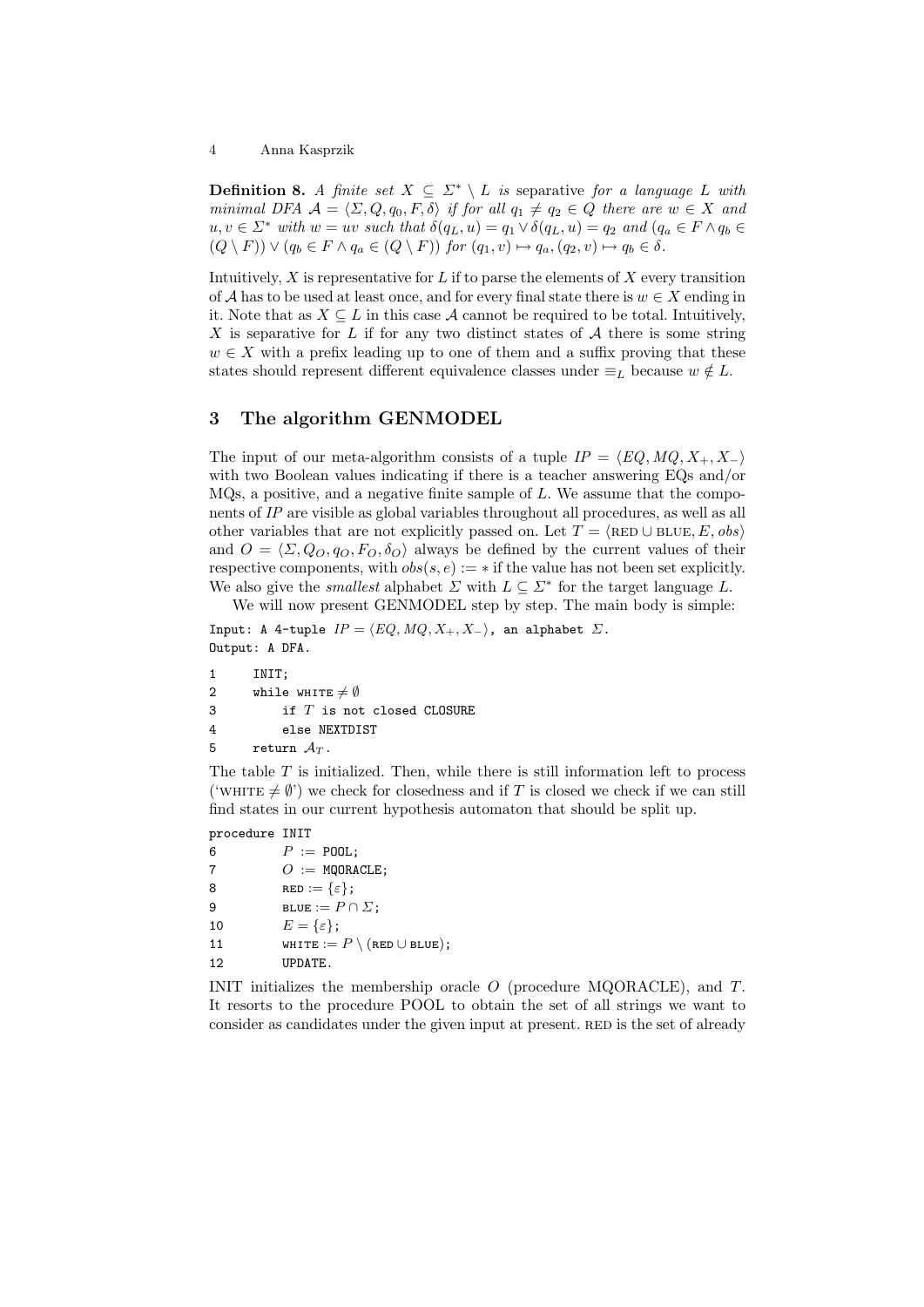**Definition 8.** *A finite set $X \subseteq \Sigma^* \setminus L$ is* separative *for a language $L$ with minimal DFA $\mathcal{A} = \langle \Sigma, Q, q_0, F, \delta \rangle$ if for all $q_1 \neq q_2 \in Q$ there are $w \in X$ and $u, v \in \Sigma^*$ with $w = uv$ such that $\delta(q_L, u) = q_1 \vee \delta(q_L, u) = q_2$ and $(q_a \in F \wedge q_b \in (Q \setminus F)) \vee (q_b \in F \wedge q_a \in (Q \setminus F))$ for $(q_1, v) \mapsto q_a, (q_2, v) \mapsto q_b \in \delta$.*

Intuitively, $X$ is representative for $L$ if to parse the elements of $X$ every transition of $\mathcal{A}$ has to be used at least once, and for every final state there is $w \in X$ ending in it. Note that as $X \subseteq L$ in this case $\mathcal{A}$ cannot be required to be total. Intuitively, $X$ is separative for $L$ if for any two distinct states of $\mathcal{A}$ there is some string $w \in X$ with a prefix leading up to one of them and a suffix proving that these states should represent different equivalence classes under $\equiv_L$ because $w \notin L$.

## 3 The algorithm GENMODEL

The input of our meta-algorithm consists of a tuple $IP = \langle EQ, MQ, X_+, X_- \rangle$ with two Boolean values indicating if there is a teacher answering EQs and/or MQs, a positive, and a negative finite sample of $L$. We assume that the components of $IP$ are visible as global variables throughout all procedures, as well as all other variables that are not explicitly passed on. Let $T = \langle \text{RED} \cup \text{BLUE}, E, obs \rangle$ and $O = \langle \Sigma, Q_O, q_O, F_O, \delta_O \rangle$ always be defined by the current values of their respective components, with $obs(s, e) := *$ if the value has not been set explicitly. We also give the *smallest* alphabet $\Sigma$ with $L \subseteq \Sigma^*$ for the target language $L$.

We will now present GENMODEL step by step. The main body is simple:

```
Input: A 4-tuple IP = ⟨EQ, MQ, X+, X−⟩, an alphabet Σ.
Output: A DFA.

1      INIT;
2      while WHITE ≠ ∅
3          if T is not closed CLOSURE
4          else NEXTDIST
5      return A_T.
```

The table $T$ is initialized. Then, while there is still information left to process ('WHITE $\neq \emptyset$') we check for closedness and if $T$ is closed we check if we can still find states in our current hypothesis automaton that should be split up.

```
procedure INIT
6          P := POOL;
7          O := MQORACLE;
8          RED := {ε};
9          BLUE := P ∩ Σ;
10         E = {ε};
11         WHITE := P \ (RED ∪ BLUE);
12         UPDATE.
```

INIT initializes the membership oracle $O$ (procedure MQORACLE), and $T$. It resorts to the procedure POOL to obtain the set of all strings we want to consider as candidates under the given input at present. RED is the set of already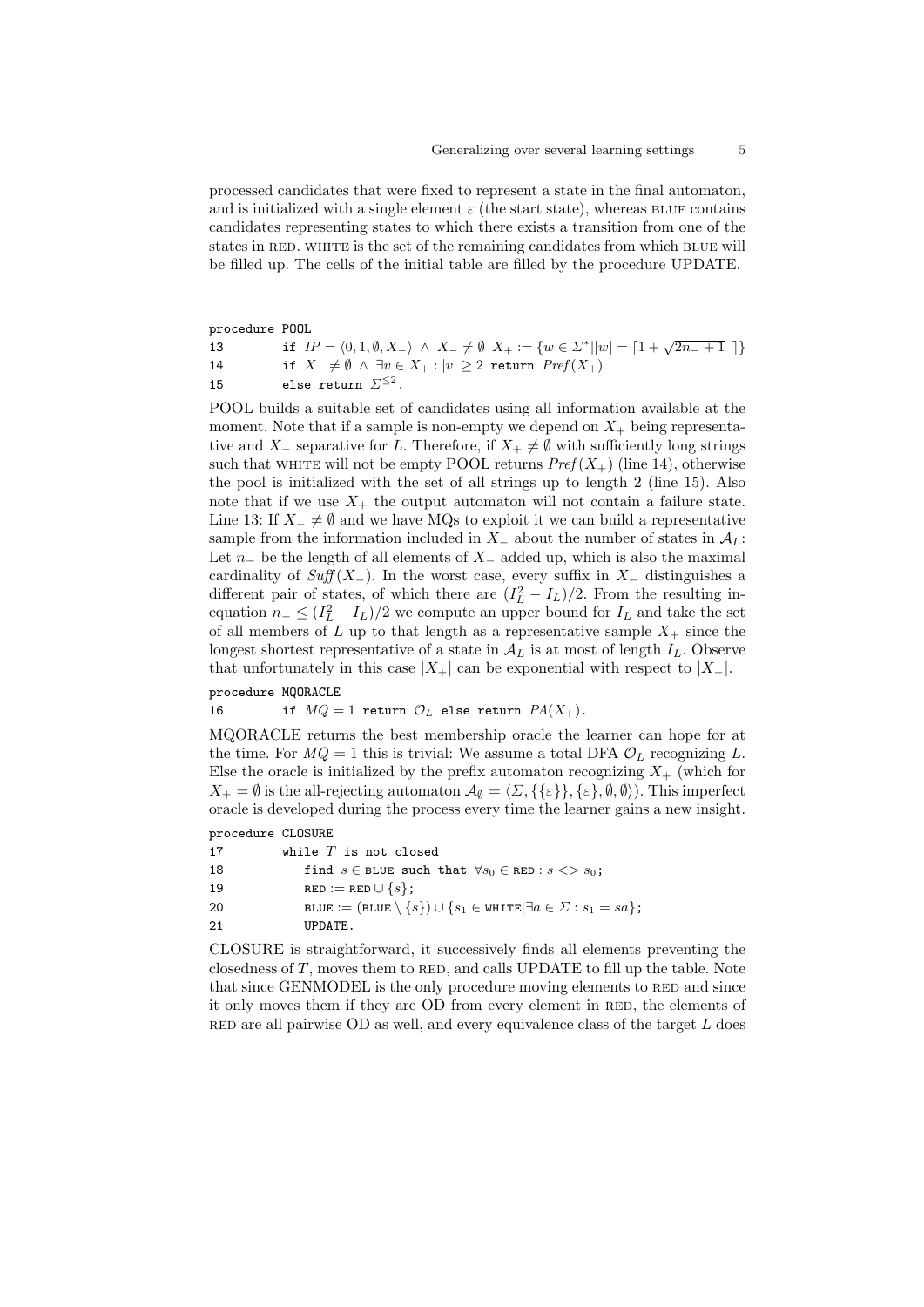processed candidates that were fixed to represent a state in the final automaton, and is initialized with a single element $\varepsilon$ (the start state), whereas BLUE contains candidates representing states to which there exists a transition from one of the states in RED. WHITE is the set of the remaining candidates from which BLUE will be filled up. The cells of the initial table are filled by the procedure UPDATE.

```
procedure POOL
13        if IP = ⟨0, 1, ∅, X−⟩ ∧ X− ≠ ∅ X+ := {w ∈ Σ*| |w| = ⌈1 + √(2n− + 1)⌉}
14        if X+ ≠ ∅ ∧ ∃v ∈ X+ : |v| ≥ 2 return Pref(X+)
15        else return Σ^{≤2}.
```

POOL builds a suitable set of candidates using all information available at the moment. Note that if a sample is non-empty we depend on $X_+$ being representative and $X_-$ separative for $L$. Therefore, if $X_+ \neq \emptyset$ with sufficiently long strings such that WHITE will not be empty POOL returns $Pref(X_+)$ (line 14), otherwise the pool is initialized with the set of all strings up to length 2 (line 15). Also note that if we use $X_+$ the output automaton will not contain a failure state. Line 13: If $X_- \neq \emptyset$ and we have MQs to exploit it we can build a representative sample from the information included in $X_-$ about the number of states in $\mathcal{A}_L$: Let $n_-$ be the length of all elements of $X_-$ added up, which is also the maximal cardinality of $Suff(X_-)$. In the worst case, every suffix in $X_-$ distinguishes a different pair of states, of which there are $(I_L^2 - I_L)/2$. From the resulting inequation $n_- \leq (I_L^2 - I_L)/2$ we compute an upper bound for $I_L$ and take the set of all members of $L$ up to that length as a representative sample $X_+$ since the longest shortest representative of a state in $\mathcal{A}_L$ is at most of length $I_L$. Observe that unfortunately in this case $|X_+|$ can be exponential with respect to $|X_-|$.

```
procedure MQORACLE
16        if MQ = 1 return O_L else return PA(X+).
```

MQORACLE returns the best membership oracle the learner can hope for at the time. For $MQ = 1$ this is trivial: We assume a total DFA $\mathcal{O}_L$ recognizing $L$. Else the oracle is initialized by the prefix automaton recognizing $X_+$ (which for $X_+ = \emptyset$ is the all-rejecting automaton $\mathcal{A}_\emptyset = \langle \Sigma, \{\{\varepsilon\}\}, \{\varepsilon\}, \emptyset, \emptyset \rangle$). This imperfect oracle is developed during the process every time the learner gains a new insight.

```
procedure CLOSURE
17        while T is not closed
18           find s ∈ BLUE such that ∀s0 ∈ RED : s <> s0;
19           RED := RED ∪ {s};
20           BLUE := (BLUE \ {s}) ∪ {s1 ∈ WHITE|∃a ∈ Σ : s1 = sa};
21           UPDATE.
```

CLOSURE is straightforward, it successively finds all elements preventing the closedness of $T$, moves them to RED, and calls UPDATE to fill up the table. Note that since GENMODEL is the only procedure moving elements to RED and since it only moves them if they are OD from every element in RED, the elements of RED are all pairwise OD as well, and every equivalence class of the target $L$ does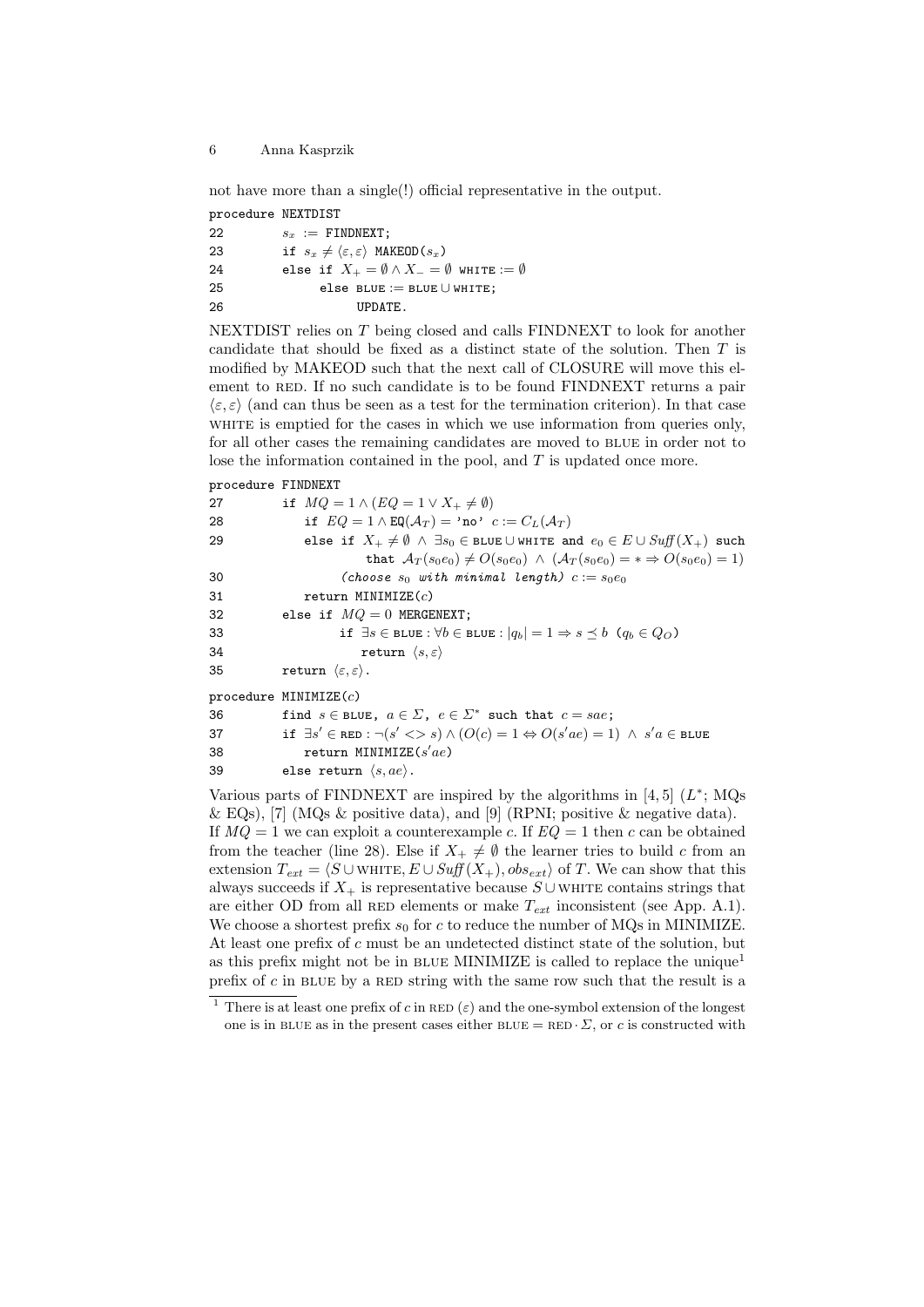not have more than a single(!) official representative in the output.

```
procedure NEXTDIST
22        s_x := FINDNEXT;
23        if s_x ≠ ⟨ε,ε⟩ MAKEOD(s_x)
24        else if X_+ = ∅ ∧ X_- = ∅ WHITE := ∅
25             else BLUE := BLUE ∪ WHITE;
26                  UPDATE.
```

NEXTDIST relies on $T$ being closed and calls FINDNEXT to look for another candidate that should be fixed as a distinct state of the solution. Then $T$ is modified by MAKEOD such that the next call of CLOSURE will move this element to RED. If no such candidate is to be found FINDNEXT returns a pair $\langle \varepsilon, \varepsilon \rangle$ (and can thus be seen as a test for the termination criterion). In that case WHITE is emptied for the cases in which we use information from queries only, for all other cases the remaining candidates are moved to BLUE in order not to lose the information contained in the pool, and $T$ is updated once more.

```
procedure FINDNEXT
27        if MQ = 1 ∧ (EQ = 1 ∨ X_+ ≠ ∅)
28            if EQ = 1 ∧ EQ(A_T) = 'no'  c := C_L(A_T)
29            else if X_+ ≠ ∅ ∧ ∃s_0 ∈ BLUE ∪ WHITE and e_0 ∈ E ∪ Suff(X_+) such
                      that A_T(s_0 e_0) ≠ O(s_0 e_0) ∧ (A_T(s_0 e_0) = * ⇒ O(s_0 e_0) = 1)
30                 (choose s_0 with minimal length) c := s_0 e_0
31            return MINIMIZE(c)
32        else if MQ = 0 MERGENEXT;
33                if ∃s ∈ BLUE : ∀b ∈ BLUE : |q_b| = 1 ⇒ s ⪯ b  (q_b ∈ Q_O)
34                   return ⟨s,ε⟩
35        return ⟨ε,ε⟩.

procedure MINIMIZE(c)
36        find s ∈ BLUE, a ∈ Σ, e ∈ Σ* such that c = sae;
37        if ∃s' ∈ RED : ¬(s' <> s) ∧ (O(c) = 1 ⇔ O(s'ae) = 1) ∧ s'a ∈ BLUE
38           return MINIMIZE(s'ae)
39        else return ⟨s,ae⟩.
```

Various parts of FINDNEXT are inspired by the algorithms in [4, 5] ($L^*$; MQs & EQs), [7] (MQs & positive data), and [9] (RPNI; positive & negative data). If $MQ = 1$ we can exploit a counterexample $c$. If $EQ = 1$ then $c$ can be obtained from the teacher (line 28). Else if $X_+ \neq \emptyset$ the learner tries to build $c$ from an extension $T_{ext} = \langle S \cup \text{WHITE}, E \cup \mathit{Suff}(X_+), obs_{ext} \rangle$ of $T$. We can show that this always succeeds if $X_+$ is representative because $S \cup \text{WHITE}$ contains strings that are either OD from all RED elements or make $T_{ext}$ inconsistent (see App. A.1). We choose a shortest prefix $s_0$ for $c$ to reduce the number of MQs in MINIMIZE. At least one prefix of $c$ must be an undetected distinct state of the solution, but as this prefix might not be in BLUE MINIMIZE is called to replace the unique[1] prefix of $c$ in BLUE by a RED string with the same row such that the result is a

[1] There is at least one prefix of $c$ in RED ($\varepsilon$) and the one-symbol extension of the longest one is in BLUE as in the present cases either $\text{BLUE} = \text{RED} \cdot \Sigma$, or $c$ is constructed with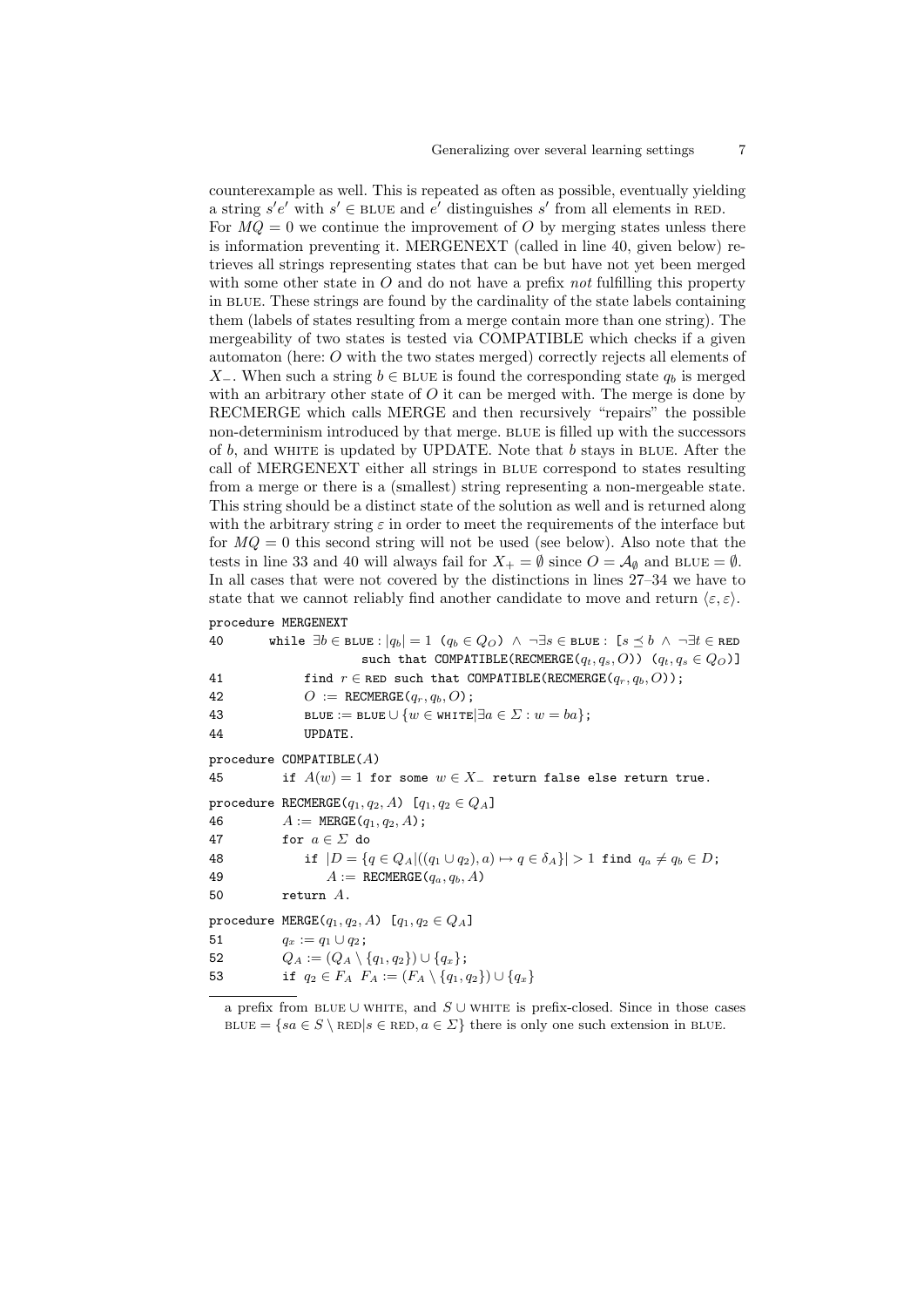counterexample as well. This is repeated as often as possible, eventually yielding a string $s'e'$ with $s' \in$ BLUE and $e'$ distinguishes $s'$ from all elements in RED.
For $MQ = 0$ we continue the improvement of $O$ by merging states unless there is information preventing it. MERGENEXT (called in line 40, given below) retrieves all strings representing states that can be but have not yet been merged with some other state in $O$ and do not have a prefix *not* fulfilling this property in BLUE. These strings are found by the cardinality of the state labels containing them (labels of states resulting from a merge contain more than one string). The mergeability of two states is tested via COMPATIBLE which checks if a given automaton (here: $O$ with the two states merged) correctly rejects all elements of $X_-$. When such a string $b \in$ BLUE is found the corresponding state $q_b$ is merged with an arbitrary other state of $O$ it can be merged with. The merge is done by RECMERGE which calls MERGE and then recursively "repairs" the possible non-determinism introduced by that merge. BLUE is filled up with the successors of $b$, and WHITE is updated by UPDATE. Note that $b$ stays in BLUE. After the call of MERGENEXT either all strings in BLUE correspond to states resulting from a merge or there is a (smallest) string representing a non-mergeable state. This string should be a distinct state of the solution as well and is returned along with the arbitrary string $\varepsilon$ in order to meet the requirements of the interface but for $MQ = 0$ this second string will not be used (see below). Also note that the tests in line 33 and 40 will always fail for $X_+ = \emptyset$ since $O = \mathcal{A}_\emptyset$ and BLUE $= \emptyset$. In all cases that were not covered by the distinctions in lines 27–34 we have to state that we cannot reliably find another candidate to move and return $\langle \varepsilon, \varepsilon \rangle$.

```
procedure MERGENEXT
40      while ∃b ∈ BLUE : |q_b| = 1  (q_b ∈ Q_O)  ∧  ¬∃s ∈ BLUE : [s ⪯ b  ∧  ¬∃t ∈ RED
                    such that COMPATIBLE(RECMERGE(q_t, q_s, O))  (q_t, q_s ∈ Q_O)]
41          find r ∈ RED such that COMPATIBLE(RECMERGE(q_r, q_b, O));
42          O := RECMERGE(q_r, q_b, O);
43          BLUE := BLUE ∪ {w ∈ WHITE | ∃a ∈ Σ : w = ba};
44          UPDATE.

procedure COMPATIBLE(A)
45      if A(w) = 1 for some w ∈ X_- return false else return true.

procedure RECMERGE(q_1, q_2, A)  [q_1, q_2 ∈ Q_A]
46      A := MERGE(q_1, q_2, A);
47      for a ∈ Σ do
48          if |D = {q ∈ Q_A | ((q_1 ∪ q_2), a) ↦ q ∈ δ_A}| > 1 find q_a ≠ q_b ∈ D;
49              A := RECMERGE(q_a, q_b, A)
50      return A.

procedure MERGE(q_1, q_2, A)  [q_1, q_2 ∈ Q_A]
51      q_x := q_1 ∪ q_2;
52      Q_A := (Q_A \ {q_1, q_2}) ∪ {q_x};
53      if q_2 ∈ F_A  F_A := (F_A \ {q_1, q_2}) ∪ {q_x}
```

a prefix from BLUE $\cup$ WHITE, and $S \cup$ WHITE is prefix-closed. Since in those cases BLUE $= \{sa \in S \setminus$ RED$|s \in$ RED$, a \in \Sigma\}$ there is only one such extension in BLUE.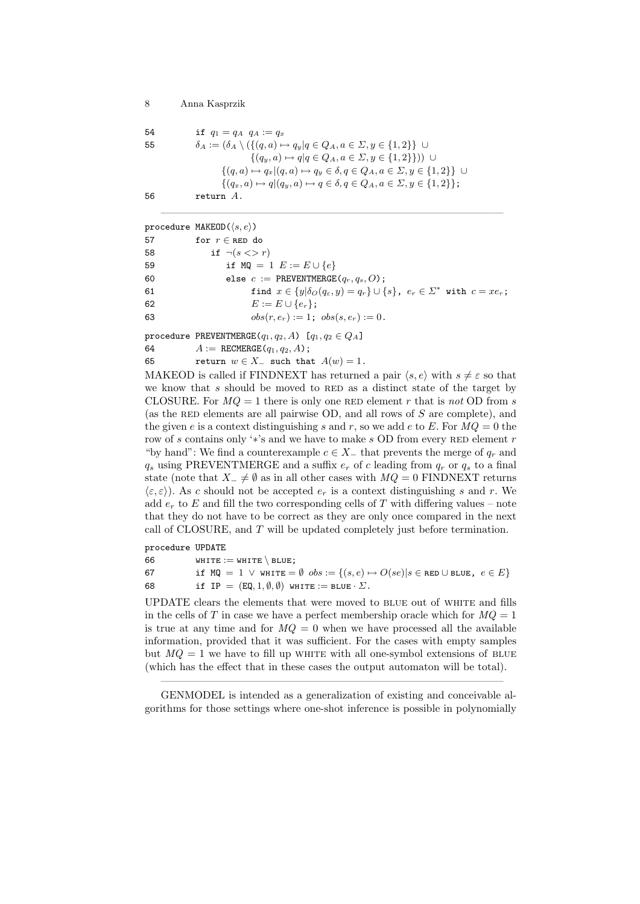```
54        if q_1 = q_A  q_A := q_x
55        δ_A := (δ_A \ ({(q,a) ↦ q_y | q ∈ Q_A, a ∈ Σ, y ∈ {1,2}} ∪
                        {(q_y,a) ↦ q | q ∈ Q_A, a ∈ Σ, y ∈ {1,2}})) ∪
                {(q,a) ↦ q_x | (q,a) ↦ q_y ∈ δ, q ∈ Q_A, a ∈ Σ, y ∈ {1,2}} ∪
                {(q_x,a) ↦ q | (q_y,a) ↦ q ∈ δ, q ∈ Q_A, a ∈ Σ, y ∈ {1,2}};
56        return A.
```

---

```
procedure MAKEOD(⟨s,e⟩)
57        for r ∈ RED do
58           if ¬(s <> r)
59              if MQ = 1  E := E ∪ {e}
60              else c := PREVENTMERGE(q_r, q_s, O);
61                   find x ∈ {y | δ_O(q_ε, y) = q_r} ∪ {s},  e_r ∈ Σ* with c = x e_r;
62                   E := E ∪ {e_r};
63                   obs(r, e_r) := 1;  obs(s, e_r) := 0.

procedure PREVENTMERGE(q_1, q_2, A)  [q_1, q_2 ∈ Q_A]
64        A := RECMERGE(q_1, q_2, A);
65        return w ∈ X_-  such that  A(w) = 1.
```

MAKEOD is called if FINDNEXT has returned a pair $\langle s, e\rangle$ with $s \neq \varepsilon$ so that we know that $s$ should be moved to RED as a distinct state of the target by CLOSURE. For $MQ = 1$ there is only one RED element $r$ that is *not* OD from $s$ (as the RED elements are all pairwise OD, and all rows of $S$ are complete), and the given $e$ is a context distinguishing $s$ and $r$, so we add $e$ to $E$. For $MQ = 0$ the row of $s$ contains only '*'s and we have to make $s$ OD from every RED element $r$ "by hand": We find a counterexample $c \in X_-$ that prevents the merge of $q_r$ and $q_s$ using PREVENTMERGE and a suffix $e_r$ of $c$ leading from $q_r$ or $q_s$ to a final state (note that $X_- \neq \emptyset$ as in all other cases with $MQ = 0$ FINDNEXT returns $\langle\varepsilon, \varepsilon\rangle$). As $c$ should not be accepted $e_r$ is a context distinguishing $s$ and $r$. We add $e_r$ to $E$ and fill the two corresponding cells of $T$ with differing values – note that they do not have to be correct as they are only once compared in the next call of CLOSURE, and $T$ will be updated completely just before termination.

```
procedure UPDATE
66        WHITE := WHITE \ BLUE;
67        if MQ = 1 ∨ WHITE = ∅  obs := {(s,e) ↦ O(se) | s ∈ RED ∪ BLUE,  e ∈ E}
68        if IP = (EQ, 1, ∅, ∅)  WHITE := BLUE · Σ.
```

UPDATE clears the elements that were moved to BLUE out of WHITE and fills in the cells of $T$ in case we have a perfect membership oracle which for $MQ = 1$ is true at any time and for $MQ = 0$ when we have processed all the available information, provided that it was sufficient. For the cases with empty samples but $MQ = 1$ we have to fill up WHITE with all one-symbol extensions of BLUE (which has the effect that in these cases the output automaton will be total).

---

GENMODEL is intended as a generalization of existing and conceivable algorithms for those settings where one-shot inference is possible in polynomially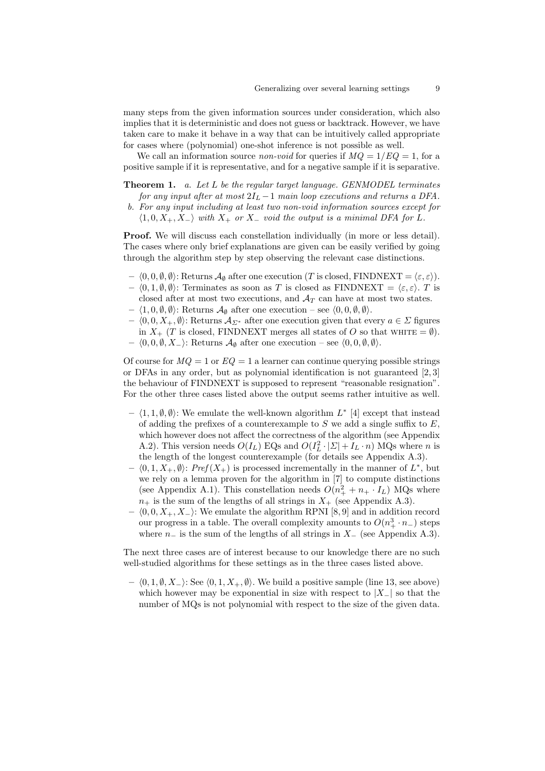many steps from the given information sources under consideration, which also implies that it is deterministic and does not guess or backtrack. However, we have taken care to make it behave in a way that can be intuitively called appropriate for cases where (polynomial) one-shot inference is not possible as well.

We call an information source *non-void* for queries if $MQ = 1/EQ = 1$, for a positive sample if it is representative, and for a negative sample if it is separative.

**Theorem 1.** *a. Let $L$ be the regular target language. GENMODEL terminates for any input after at most $2I_L - 1$ main loop executions and returns a DFA.*
*b. For any input including at least two non-void information sources except for $\langle 1, 0, X_+, X_- \rangle$ with $X_+$ or $X_-$ void the output is a minimal DFA for $L$.*

**Proof.** We will discuss each constellation individually (in more or less detail). The cases where only brief explanations are given can be easily verified by going through the algorithm step by step observing the relevant case distinctions.

- $\langle 0, 0, \emptyset, \emptyset \rangle$: Returns $\mathcal{A}_\emptyset$ after one execution ($T$ is closed, FINDNEXT $= \langle \varepsilon, \varepsilon \rangle$).
- $\langle 0, 1, \emptyset, \emptyset \rangle$: Terminates as soon as $T$ is closed as FINDNEXT $= \langle \varepsilon, \varepsilon \rangle$. $T$ is closed after at most two executions, and $\mathcal{A}_T$ can have at most two states.
- $\langle 1, 0, \emptyset, \emptyset \rangle$: Returns $\mathcal{A}_\emptyset$ after one execution – see $\langle 0, 0, \emptyset, \emptyset \rangle$.
- $\langle 0, 0, X_+, \emptyset \rangle$: Returns $\mathcal{A}_{\Sigma^*}$ after one execution given that every $a \in \Sigma$ figures in $X_+$ ($T$ is closed, FINDNEXT merges all states of $O$ so that WHITE $= \emptyset$).
- $\langle 0, 0, \emptyset, X_- \rangle$: Returns $\mathcal{A}_\emptyset$ after one execution – see $\langle 0, 0, \emptyset, \emptyset \rangle$.

Of course for $MQ = 1$ or $EQ = 1$ a learner can continue querying possible strings or DFAs in any order, but as polynomial identification is not guaranteed [2, 3] the behaviour of FINDNEXT is supposed to represent "reasonable resignation". For the other three cases listed above the output seems rather intuitive as well.

- $\langle 1, 1, \emptyset, \emptyset \rangle$: We emulate the well-known algorithm $L^*$ [4] except that instead of adding the prefixes of a counterexample to $S$ we add a single suffix to $E$, which however does not affect the correctness of the algorithm (see Appendix A.2). This version needs $O(I_L)$ EQs and $O(I_L^2 \cdot |\Sigma| + I_L \cdot n)$ MQs where $n$ is the length of the longest counterexample (for details see Appendix A.3).
- $\langle 0, 1, X_+, \emptyset \rangle$: $Pref(X_+)$ is processed incrementally in the manner of $L^*$, but we rely on a lemma proven for the algorithm in [7] to compute distinctions (see Appendix A.1). This constellation needs $O(n_+^2 + n_+ \cdot I_L)$ MQs where $n_+$ is the sum of the lengths of all strings in $X_+$ (see Appendix A.3).
- $\langle 0, 0, X_+, X_- \rangle$: We emulate the algorithm RPNI [8, 9] and in addition record our progress in a table. The overall complexity amounts to $O(n_+^3 \cdot n_-)$ steps where $n_-$ is the sum of the lengths of all strings in $X_-$ (see Appendix A.3).

The next three cases are of interest because to our knowledge there are no such well-studied algorithms for these settings as in the three cases listed above.

- $\langle 0, 1, \emptyset, X_- \rangle$: See $\langle 0, 1, X_+, \emptyset \rangle$. We build a positive sample (line 13, see above) which however may be exponential in size with respect to $|X_-|$ so that the number of MQs is not polynomial with respect to the size of the given data.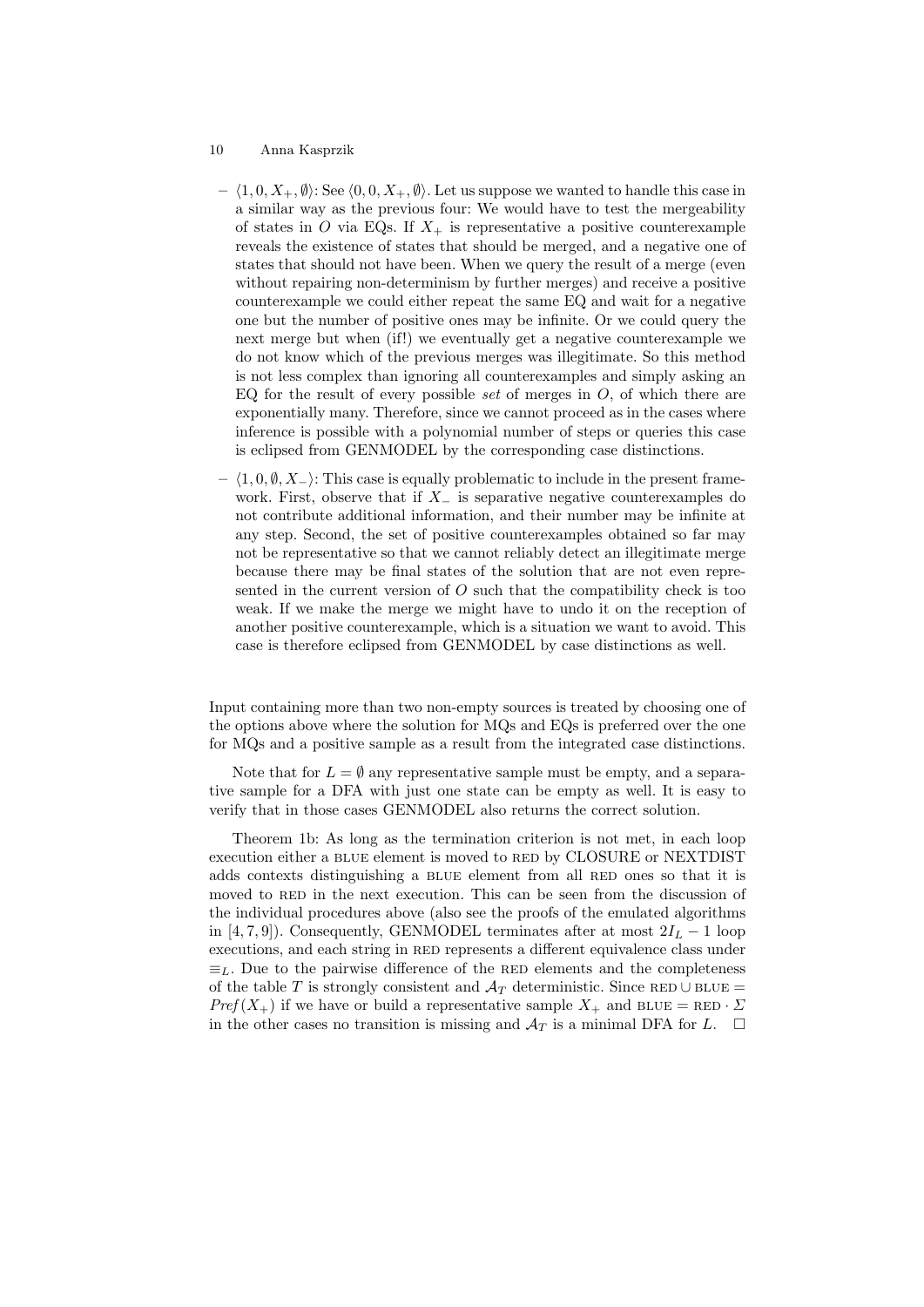- $\langle 1, 0, X_+, \emptyset \rangle$: See $\langle 0, 0, X_+, \emptyset \rangle$. Let us suppose we wanted to handle this case in a similar way as the previous four: We would have to test the mergeability of states in $O$ via EQs. If $X_+$ is representative a positive counterexample reveals the existence of states that should be merged, and a negative one of states that should not have been. When we query the result of a merge (even without repairing non-determinism by further merges) and receive a positive counterexample we could either repeat the same EQ and wait for a negative one but the number of positive ones may be infinite. Or we could query the next merge but when (if!) we eventually get a negative counterexample we do not know which of the previous merges was illegitimate. So this method is not less complex than ignoring all counterexamples and simply asking an EQ for the result of every possible *set* of merges in $O$, of which there are exponentially many. Therefore, since we cannot proceed as in the cases where inference is possible with a polynomial number of steps or queries this case is eclipsed from GENMODEL by the corresponding case distinctions.
- $\langle 1, 0, \emptyset, X_- \rangle$: This case is equally problematic to include in the present framework. First, observe that if $X_-$ is separative negative counterexamples do not contribute additional information, and their number may be infinite at any step. Second, the set of positive counterexamples obtained so far may not be representative so that we cannot reliably detect an illegitimate merge because there may be final states of the solution that are not even represented in the current version of $O$ such that the compatibility check is too weak. If we make the merge we might have to undo it on the reception of another positive counterexample, which is a situation we want to avoid. This case is therefore eclipsed from GENMODEL by case distinctions as well.

Input containing more than two non-empty sources is treated by choosing one of the options above where the solution for MQs and EQs is preferred over the one for MQs and a positive sample as a result from the integrated case distinctions.

Note that for $L = \emptyset$ any representative sample must be empty, and a separative sample for a DFA with just one state can be empty as well. It is easy to verify that in those cases GENMODEL also returns the correct solution.

Theorem 1b: As long as the termination criterion is not met, in each loop execution either a BLUE element is moved to RED by CLOSURE or NEXTDIST adds contexts distinguishing a BLUE element from all RED ones so that it is moved to RED in the next execution. This can be seen from the discussion of the individual procedures above (also see the proofs of the emulated algorithms in [4, 7, 9]). Consequently, GENMODEL terminates after at most $2I_L - 1$ loop executions, and each string in RED represents a different equivalence class under $\equiv_L$. Due to the pairwise difference of the RED elements and the completeness of the table $T$ is strongly consistent and $\mathcal{A}_T$ deterministic. Since RED $\cup$ BLUE $=$ $Pref(X_+)$ if we have or build a representative sample $X_+$ and BLUE $=$ RED $\cdot\, \Sigma$ in the other cases no transition is missing and $\mathcal{A}_T$ is a minimal DFA for $L$. $\square$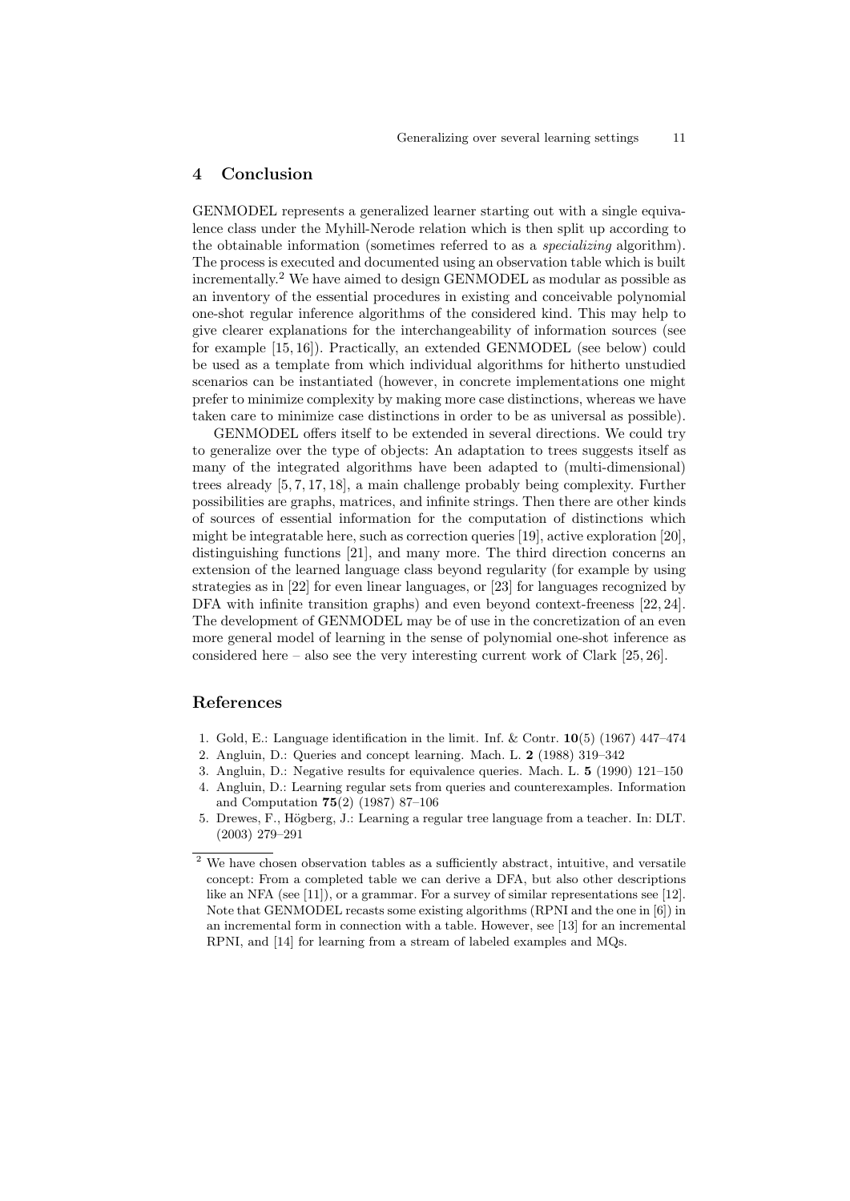## 4 Conclusion

GENMODEL represents a generalized learner starting out with a single equivalence class under the Myhill-Nerode relation which is then split up according to the obtainable information (sometimes referred to as a *specializing* algorithm). The process is executed and documented using an observation table which is built incrementally.[2] We have aimed to design GENMODEL as modular as possible as an inventory of the essential procedures in existing and conceivable polynomial one-shot regular inference algorithms of the considered kind. This may help to give clearer explanations for the interchangeability of information sources (see for example [15, 16]). Practically, an extended GENMODEL (see below) could be used as a template from which individual algorithms for hitherto unstudied scenarios can be instantiated (however, in concrete implementations one might prefer to minimize complexity by making more case distinctions, whereas we have taken care to minimize case distinctions in order to be as universal as possible).

GENMODEL offers itself to be extended in several directions. We could try to generalize over the type of objects: An adaptation to trees suggests itself as many of the integrated algorithms have been adapted to (multi-dimensional) trees already [5, 7, 17, 18], a main challenge probably being complexity. Further possibilities are graphs, matrices, and infinite strings. Then there are other kinds of sources of essential information for the computation of distinctions which might be integratable here, such as correction queries [19], active exploration [20], distinguishing functions [21], and many more. The third direction concerns an extension of the learned language class beyond regularity (for example by using strategies as in [22] for even linear languages, or [23] for languages recognized by DFA with infinite transition graphs) and even beyond context-freeness [22, 24]. The development of GENMODEL may be of use in the concretization of an even more general model of learning in the sense of polynomial one-shot inference as considered here – also see the very interesting current work of Clark [25, 26].

## References

1. Gold, E.: Language identification in the limit. Inf. & Contr. **10**(5) (1967) 447–474
2. Angluin, D.: Queries and concept learning. Mach. L. **2** (1988) 319–342
3. Angluin, D.: Negative results for equivalence queries. Mach. L. **5** (1990) 121–150
4. Angluin, D.: Learning regular sets from queries and counterexamples. Information and Computation **75**(2) (1987) 87–106
5. Drewes, F., Högberg, J.: Learning a regular tree language from a teacher. In: DLT. (2003) 279–291

[2] We have chosen observation tables as a sufficiently abstract, intuitive, and versatile concept: From a completed table we can derive a DFA, but also other descriptions like an NFA (see [11]), or a grammar. For a survey of similar representations see [12]. Note that GENMODEL recasts some existing algorithms (RPNI and the one in [6]) in an incremental form in connection with a table. However, see [13] for an incremental RPNI, and [14] for learning from a stream of labeled examples and MQs.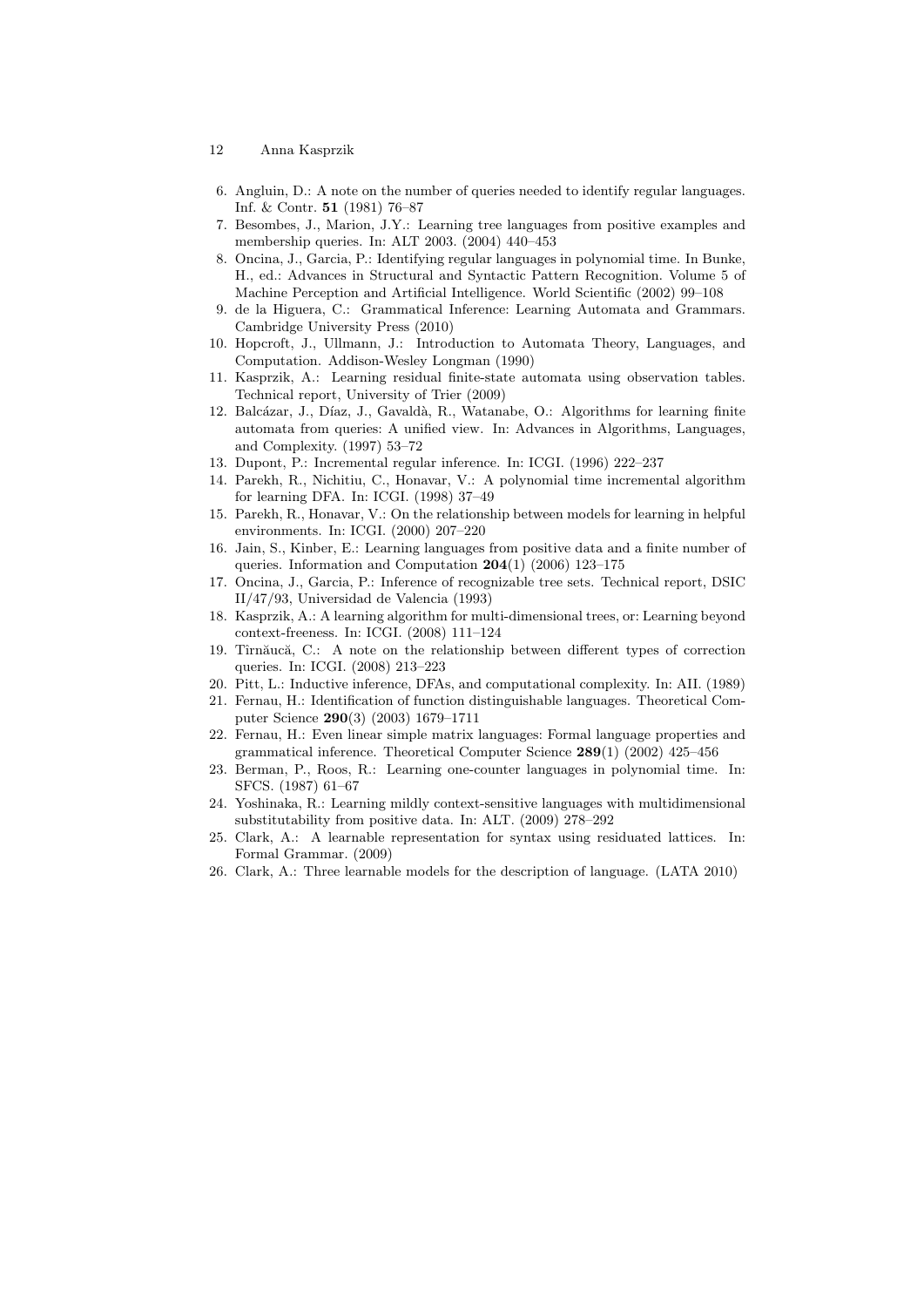6. Angluin, D.: A note on the number of queries needed to identify regular languages. Inf. & Contr. **51** (1981) 76–87
7. Besombes, J., Marion, J.Y.: Learning tree languages from positive examples and membership queries. In: ALT 2003. (2004) 440–453
8. Oncina, J., Garcia, P.: Identifying regular languages in polynomial time. In Bunke, H., ed.: Advances in Structural and Syntactic Pattern Recognition. Volume 5 of Machine Perception and Artificial Intelligence. World Scientific (2002) 99–108
9. de la Higuera, C.: Grammatical Inference: Learning Automata and Grammars. Cambridge University Press (2010)
10. Hopcroft, J., Ullmann, J.: Introduction to Automata Theory, Languages, and Computation. Addison-Wesley Longman (1990)
11. Kasprzik, A.: Learning residual finite-state automata using observation tables. Technical report, University of Trier (2009)
12. Balcázar, J., Díaz, J., Gavaldà, R., Watanabe, O.: Algorithms for learning finite automata from queries: A unified view. In: Advances in Algorithms, Languages, and Complexity. (1997) 53–72
13. Dupont, P.: Incremental regular inference. In: ICGI. (1996) 222–237
14. Parekh, R., Nichitiu, C., Honavar, V.: A polynomial time incremental algorithm for learning DFA. In: ICGI. (1998) 37–49
15. Parekh, R., Honavar, V.: On the relationship between models for learning in helpful environments. In: ICGI. (2000) 207–220
16. Jain, S., Kinber, E.: Learning languages from positive data and a finite number of queries. Information and Computation **204**(1) (2006) 123–175
17. Oncina, J., Garcia, P.: Inference of recognizable tree sets. Technical report, DSIC II/47/93, Universidad de Valencia (1993)
18. Kasprzik, A.: A learning algorithm for multi-dimensional trees, or: Learning beyond context-freeness. In: ICGI. (2008) 111–124
19. Tîrnăucă, C.: A note on the relationship between different types of correction queries. In: ICGI. (2008) 213–223
20. Pitt, L.: Inductive inference, DFAs, and computational complexity. In: AII. (1989)
21. Fernau, H.: Identification of function distinguishable languages. Theoretical Computer Science **290**(3) (2003) 1679–1711
22. Fernau, H.: Even linear simple matrix languages: Formal language properties and grammatical inference. Theoretical Computer Science **289**(1) (2002) 425–456
23. Berman, P., Roos, R.: Learning one-counter languages in polynomial time. In: SFCS. (1987) 61–67
24. Yoshinaka, R.: Learning mildly context-sensitive languages with multidimensional substitutability from positive data. In: ALT. (2009) 278–292
25. Clark, A.: A learnable representation for syntax using residuated lattices. In: Formal Grammar. (2009)
26. Clark, A.: Three learnable models for the description of language. (LATA 2010)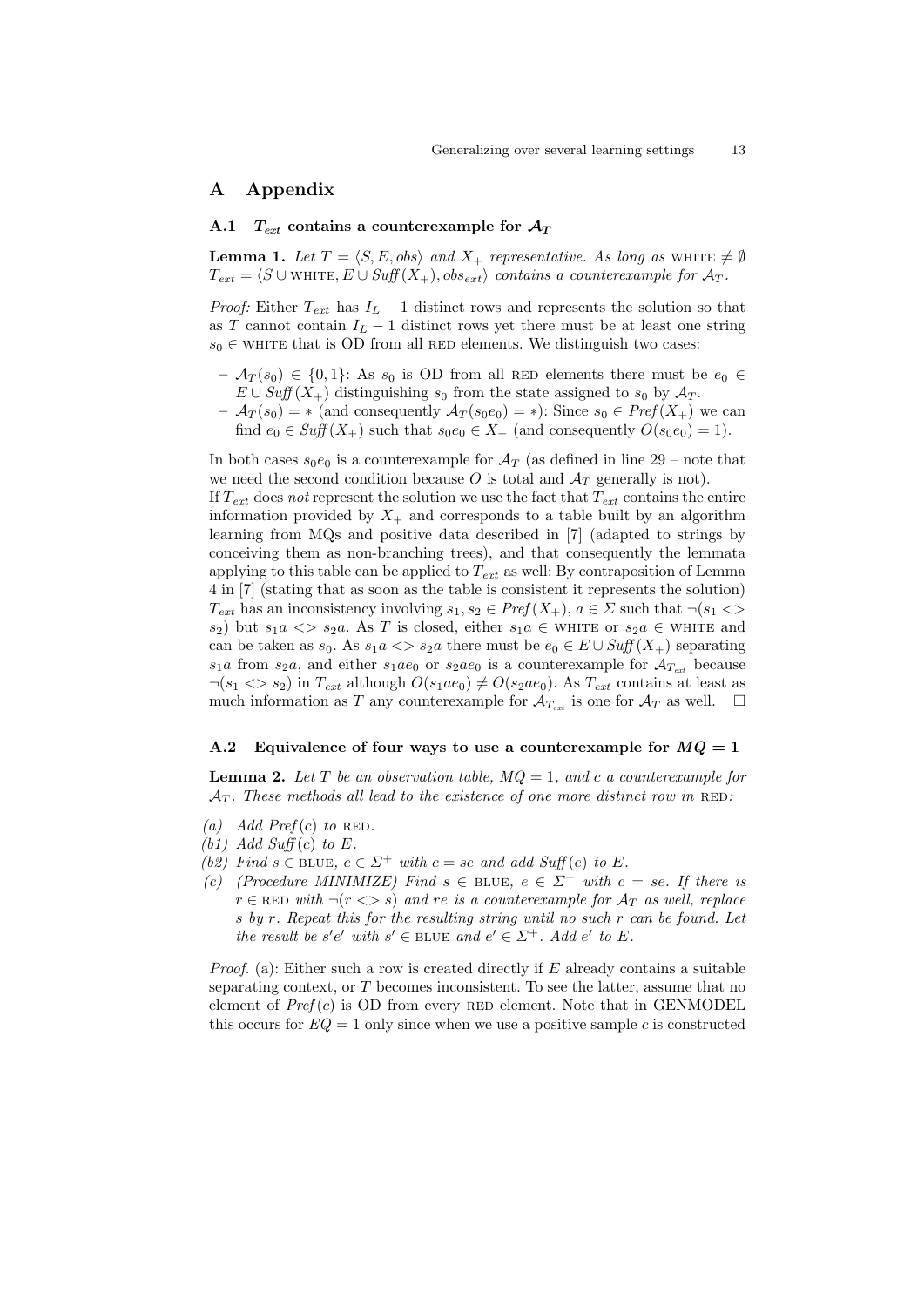# A Appendix

## A.1 $T_{ext}$ contains a counterexample for $\mathcal{A}_T$

**Lemma 1.** *Let $T = \langle S, E, obs \rangle$ and $X_+$ representative. As long as* WHITE $\neq \emptyset$ *$T_{ext} = \langle S \cup \text{WHITE}, E \cup \mathit{Suff}(X_+), obs_{ext} \rangle$ contains a counterexample for $\mathcal{A}_T$.*

*Proof:* Either $T_{ext}$ has $I_L - 1$ distinct rows and represents the solution so that as $T$ cannot contain $I_L - 1$ distinct rows yet there must be at least one string $s_0 \in$ WHITE that is OD from all RED elements. We distinguish two cases:

- $\mathcal{A}_T(s_0) \in \{0, 1\}$: As $s_0$ is OD from all RED elements there must be $e_0 \in E \cup \mathit{Suff}(X_+)$ distinguishing $s_0$ from the state assigned to $s_0$ by $\mathcal{A}_T$.
- $\mathcal{A}_T(s_0) = *$ (and consequently $\mathcal{A}_T(s_0 e_0) = *$): Since $s_0 \in \mathit{Pref}(X_+)$ we can find $e_0 \in \mathit{Suff}(X_+)$ such that $s_0 e_0 \in X_+$ (and consequently $O(s_0 e_0) = 1$).

In both cases $s_0 e_0$ is a counterexample for $\mathcal{A}_T$ (as defined in line 29 – note that we need the second condition because $O$ is total and $\mathcal{A}_T$ generally is not).
If $T_{ext}$ does *not* represent the solution we use the fact that $T_{ext}$ contains the entire information provided by $X_+$ and corresponds to a table built by an algorithm learning from MQs and positive data described in [7] (adapted to strings by conceiving them as non-branching trees), and that consequently the lemmata applying to this table can be applied to $T_{ext}$ as well: By contraposition of Lemma 4 in [7] (stating that as soon as the table is consistent it represents the solution) $T_{ext}$ has an inconsistency involving $s_1, s_2 \in \mathit{Pref}(X_+)$, $a \in \Sigma$ such that $\neg(s_1 <> s_2)$ but $s_1 a <> s_2 a$. As $T$ is closed, either $s_1 a \in$ WHITE or $s_2 a \in$ WHITE and can be taken as $s_0$. As $s_1 a <> s_2 a$ there must be $e_0 \in E \cup \mathit{Suff}(X_+)$ separating $s_1 a$ from $s_2 a$, and either $s_1 a e_0$ or $s_2 a e_0$ is a counterexample for $\mathcal{A}_{T_{ext}}$ because $\neg(s_1 <> s_2)$ in $T_{ext}$ although $O(s_1 a e_0) \neq O(s_2 a e_0)$. As $T_{ext}$ contains at least as much information as $T$ any counterexample for $\mathcal{A}_{T_{ext}}$ is one for $\mathcal{A}_T$ as well. $\square$

## A.2 Equivalence of four ways to use a counterexample for $MQ = 1$

**Lemma 2.** *Let $T$ be an observation table, $MQ = 1$, and $c$ a counterexample for $\mathcal{A}_T$. These methods all lead to the existence of one more distinct row in* RED*:*

*(a) Add $\mathit{Pref}(c)$ to* RED*.*
*(b1) Add $\mathit{Suff}(c)$ to $E$.*
*(b2) Find $s \in$ BLUE, $e \in \Sigma^+$ with $c = se$ and add $\mathit{Suff}(e)$ to $E$.*
*(c) (Procedure MINIMIZE) Find $s \in$ BLUE, $e \in \Sigma^+$ with $c = se$. If there is $r \in$ RED with $\neg(r <> s)$ and $re$ is a counterexample for $\mathcal{A}_T$ as well, replace $s$ by $r$. Repeat this for the resulting string until no such $r$ can be found. Let the result be $s'e'$ with $s' \in$ BLUE and $e' \in \Sigma^+$. Add $e'$ to $E$.*

*Proof.* (a): Either such a row is created directly if $E$ already contains a suitable separating context, or $T$ becomes inconsistent. To see the latter, assume that no element of $\mathit{Pref}(c)$ is OD from every RED element. Note that in GENMODEL this occurs for $EQ = 1$ only since when we use a positive sample $c$ is constructed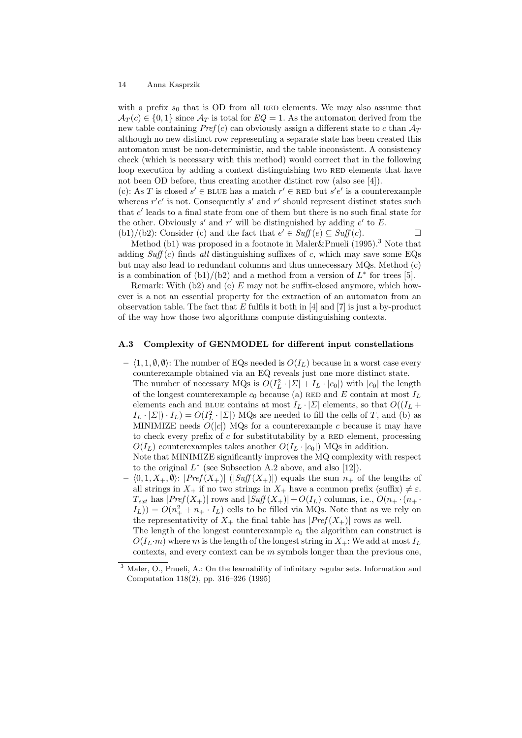with a prefix $s_0$ that is OD from all RED elements. We may also assume that $\mathcal{A}_T(c) \in \{0,1\}$ since $\mathcal{A}_T$ is total for $EQ = 1$. As the automaton derived from the new table containing $Pref(c)$ can obviously assign a different state to $c$ than $\mathcal{A}_T$ although no new distinct row representing a separate state has been created this automaton must be non-deterministic, and the table inconsistent. A consistency check (which is necessary with this method) would correct that in the following loop execution by adding a context distinguishing two RED elements that have not been OD before, thus creating another distinct row (also see [4]).

(c): As $T$ is closed $s' \in$ BLUE has a match $r' \in$ RED but $s'e'$ is a counterexample whereas $r'e'$ is not. Consequently $s'$ and $r'$ should represent distinct states such that $e'$ leads to a final state from one of them but there is no such final state for the other. Obviously $s'$ and $r'$ will be distinguished by adding $e'$ to $E$.

(b1)/(b2): Consider (c) and the fact that $e' \in Suff(e) \subseteq Suff(c)$. □

Method (b1) was proposed in a footnote in Maler&Pnueli (1995).[3] Note that adding $Suff(c)$ finds *all* distinguishing suffixes of $c$, which may save some EQs but may also lead to redundant columns and thus unnecessary MQs. Method (c) is a combination of (b1)/(b2) and a method from a version of $L^*$ for trees [5].

Remark: With (b2) and (c) $E$ may not be suffix-closed anymore, which however is a not an essential property for the extraction of an automaton from an observation table. The fact that $E$ fulfils it both in [4] and [7] is just a by-product of the way how those two algorithms compute distinguishing contexts.

### A.3 Complexity of GENMODEL for different input constellations

- $\langle 1, 1, \emptyset, \emptyset \rangle$: The number of EQs needed is $O(I_L)$ because in a worst case every counterexample obtained via an EQ reveals just one more distinct state.
  The number of necessary MQs is $O(I_L^2 \cdot |\Sigma| + I_L \cdot |c_0|)$ with $|c_0|$ the length of the longest counterexample $c_0$ because (a) RED and $E$ contain at most $I_L$ elements each and BLUE contains at most $I_L \cdot |\Sigma|$ elements, so that $O((I_L + I_L \cdot |\Sigma|) \cdot I_L) = O(I_L^2 \cdot |\Sigma|)$ MQs are needed to fill the cells of $T$, and (b) as MINIMIZE needs $O(|c|)$ MQs for a counterexample $c$ because it may have to check every prefix of $c$ for substitutability by a RED element, processing $O(I_L)$ counterexamples takes another $O(I_L \cdot |c_0|)$ MQs in addition.
  Note that MINIMIZE significantly improves the MQ complexity with respect to the original $L^*$ (see Subsection A.2 above, and also [12]).
- $\langle 0, 1, X_+, \emptyset \rangle$: $|Pref(X_+)|$ ($|Suff(X_+)|$) equals the sum $n_+$ of the lengths of all strings in $X_+$ if no two strings in $X_+$ have a common prefix (suffix) $\neq \varepsilon$. $T_{ext}$ has $|Pref(X_+)|$ rows and $|Suff(X_+)| + O(I_L)$ columns, i.e., $O(n_+ \cdot (n_+ \cdot I_L)) = O(n_+^2 + n_+ \cdot I_L)$ cells to be filled via MQs. Note that as we rely on the representativity of $X_+$ the final table has $|Pref(X_+)|$ rows as well.
  The length of the longest counterexample $c_0$ the algorithm can construct is $O(I_L \cdot m)$ where $m$ is the length of the longest string in $X_+$: We add at most $I_L$ contexts, and every context can be $m$ symbols longer than the previous one,

---

[3] Maler, O., Pnueli, A.: On the learnability of infinitary regular sets. Information and Computation 118(2), pp. 316–326 (1995)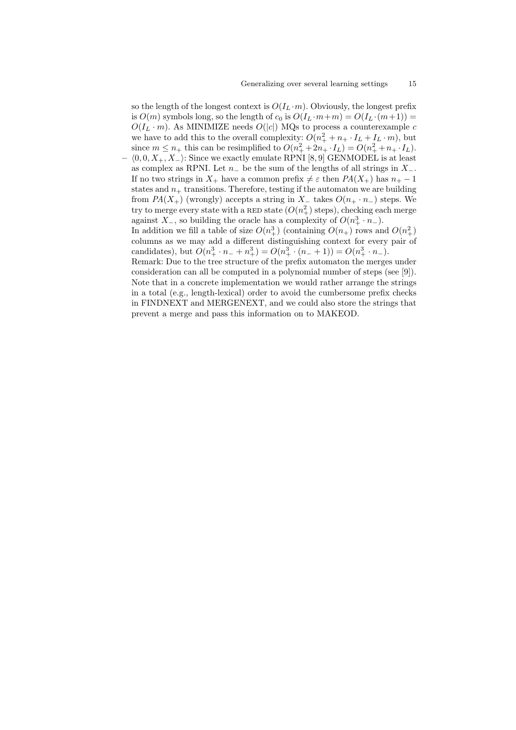so the length of the longest context is $O(I_L \cdot m)$. Obviously, the longest prefix is $O(m)$ symbols long, so the length of $c_0$ is $O(I_L \cdot m + m) = O(I_L \cdot (m+1)) = O(I_L \cdot m)$. As MINIMIZE needs $O(|c|)$ MQs to process a counterexample $c$ we have to add this to the overall complexity: $O(n_+^2 + n_+ \cdot I_L + I_L \cdot m)$, but since $m \leq n_+$ this can be resimplified to $O(n_+^2 + 2n_+ \cdot I_L) = O(n_+^2 + n_+ \cdot I_L)$.

- $\langle 0, 0, X_+, X_- \rangle$: Since we exactly emulate RPNI [8, 9] GENMODEL is at least as complex as RPNI. Let $n_-$ be the sum of the lengths of all strings in $X_-$. If no two strings in $X_+$ have a common prefix $\neq \varepsilon$ then $PA(X_+)$ has $n_+ - 1$ states and $n_+$ transitions. Therefore, testing if the automaton we are building from $PA(X_+)$ (wrongly) accepts a string in $X_-$ takes $O(n_+ \cdot n_-)$ steps. We try to merge every state with a RED state ($O(n_+^2)$ steps), checking each merge against $X_-$, so building the oracle has a complexity of $O(n_+^3 \cdot n_-)$.
  In addition we fill a table of size $O(n_+^3)$ (containing $O(n_+)$ rows and $O(n_+^2)$ columns as we may add a different distinguishing context for every pair of candidates), but $O(n_+^3 \cdot n_- + n_+^3) = O(n_+^3 \cdot (n_- + 1)) = O(n_+^3 \cdot n_-)$.
  Remark: Due to the tree structure of the prefix automaton the merges under consideration can all be computed in a polynomial number of steps (see [9]). Note that in a concrete implementation we would rather arrange the strings in a total (e.g., length-lexical) order to avoid the cumbersome prefix checks in FINDNEXT and MERGENEXT, and we could also store the strings that prevent a merge and pass this information on to MAKEOD.